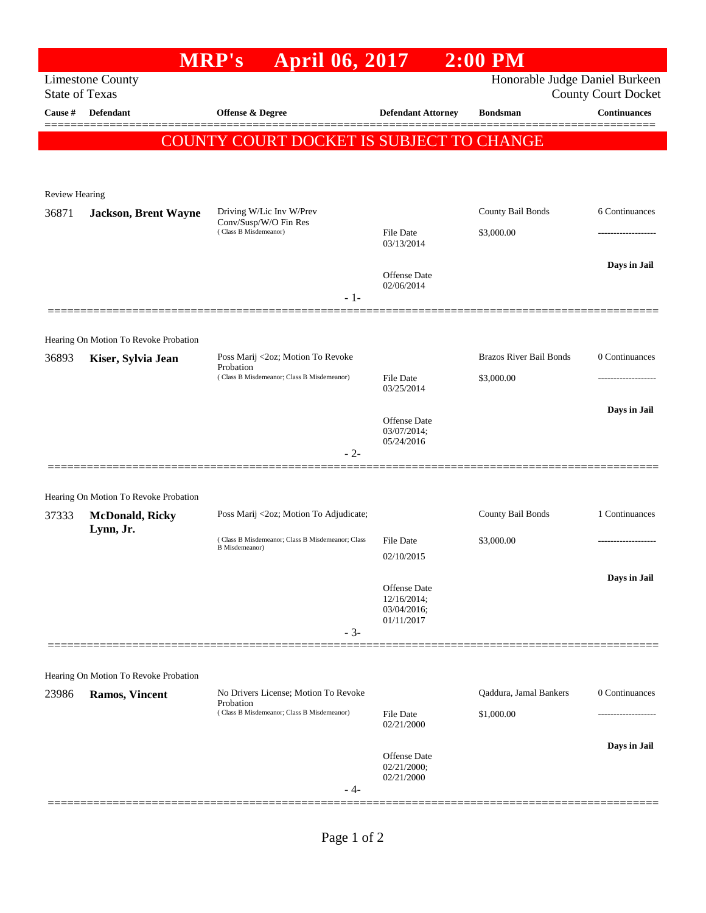# MRP's April 06, 2017 2:00 PM

Limestone County
State of Texas

Honorable Judge Daniel Burkeen
County Court Docket

| Cause # | Defendant | Offense & Degree | Defendant Attorney | Bondsman | Continuances |
|---|---|---|---|---|---|

COUNTY COURT DOCKET IS SUBJECT TO CHANGE

Review Hearing

| Cause # | Defendant | Offense & Degree | Defendant Attorney | Bondsman | Continuances |
|---|---|---|---|---|---|
| 36871 | **Jackson, Brent Wayne** | Driving W/Lic Inv W/Prev Conv/Susp/W/O Fin Res ( Class B Misdemeanor) | File Date 03/13/2014 | County Bail Bonds $3,000.00 | 6 Continuances |
| | | | Offense Date 02/06/2014 | | Days in Jail |

- 1-

Hearing On Motion To Revoke Probation

| Cause # | Defendant | Offense & Degree | Defendant Attorney | Bondsman | Continuances |
|---|---|---|---|---|---|
| 36893 | **Kiser, Sylvia Jean** | Poss Marij <2oz; Motion To Revoke Probation ( Class B Misdemeanor; Class B Misdemeanor) | File Date 03/25/2014 | Brazos River Bail Bonds $3,000.00 | 0 Continuances |
| | | | Offense Date 03/07/2014; 05/24/2016 | | Days in Jail |

- 2-

Hearing On Motion To Revoke Probation

| Cause # | Defendant | Offense & Degree | Defendant Attorney | Bondsman | Continuances |
|---|---|---|---|---|---|
| 37333 | **McDonald, Ricky Lynn, Jr.** | Poss Marij <2oz; Motion To Adjudicate; ( Class B Misdemeanor; Class B Misdemeanor; Class B Misdemeanor) | File Date 02/10/2015 | County Bail Bonds $3,000.00 | 1 Continuances |
| | | | Offense Date 12/16/2014; 03/04/2016; 01/11/2017 | | Days in Jail |

- 3-

Hearing On Motion To Revoke Probation

| Cause # | Defendant | Offense & Degree | Defendant Attorney | Bondsman | Continuances |
|---|---|---|---|---|---|
| 23986 | **Ramos, Vincent** | No Drivers License; Motion To Revoke Probation ( Class B Misdemeanor; Class B Misdemeanor) | File Date 02/21/2000 | Qaddura, Jamal Bankers $1,000.00 | 0 Continuances |
| | | | Offense Date 02/21/2000; 02/21/2000 | | Days in Jail |

- 4-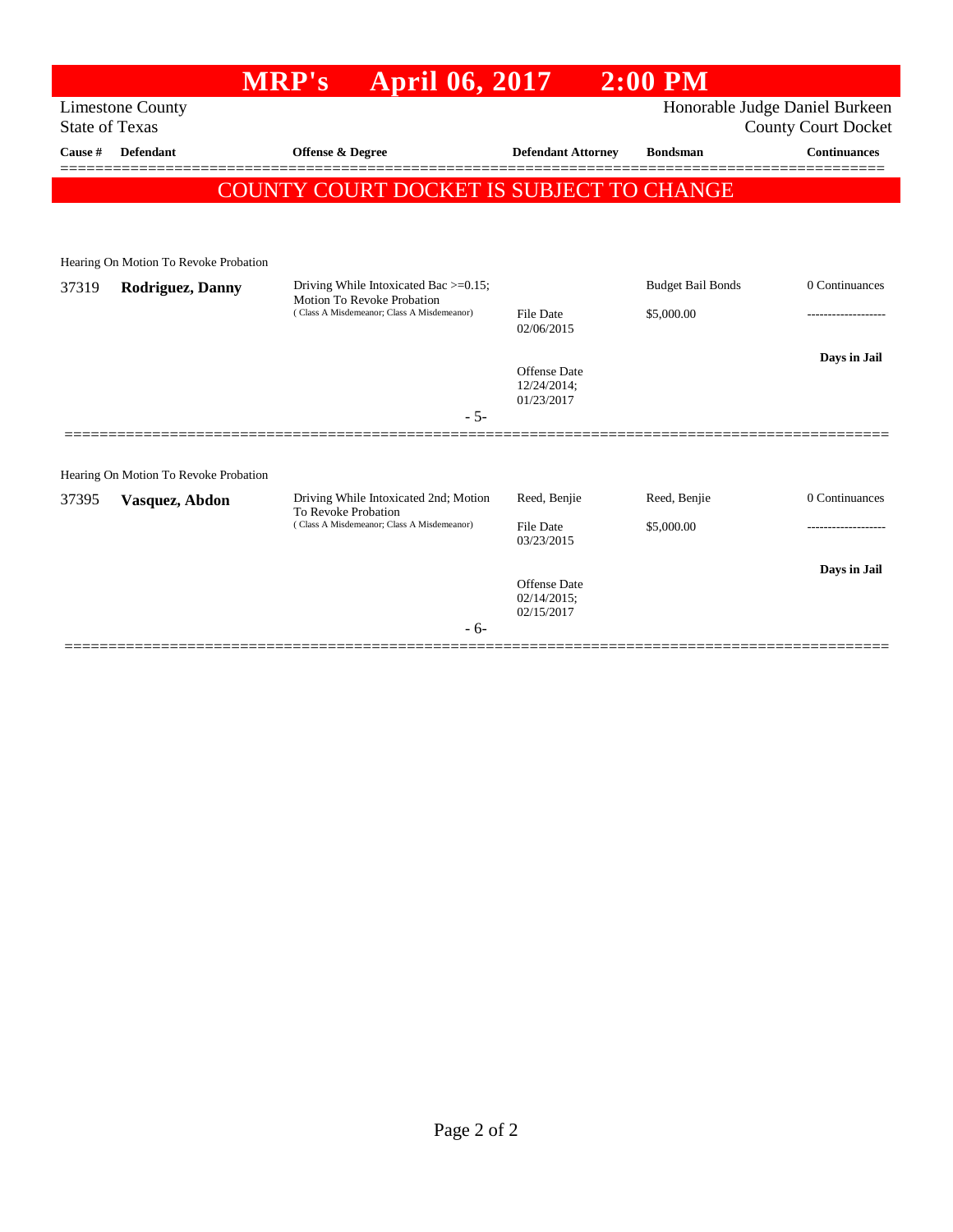# MRP's April 06, 2017 2:00 PM

Limestone County
State of Texas

Honorable Judge Daniel Burkeen
County Court Docket

| Cause # | Defendant | Offense & Degree | Defendant Attorney | Bondsman | Continuances |
|---|---|---|---|---|---|

## COUNTY COURT DOCKET IS SUBJECT TO CHANGE

Hearing On Motion To Revoke Probation

| Cause # | Defendant | Offense & Degree | Defendant Attorney | Bondsman | Continuances |
|---|---|---|---|---|---|
| 37319 | **Rodriguez, Danny** | Driving While Intoxicated Bac >=0.15; Motion To Revoke Probation ( Class A Misdemeanor; Class A Misdemeanor) | File Date 02/06/2015; Offense Date 12/24/2014; 01/23/2017 | Budget Bail Bonds $5,000.00 | 0 Continuances ------------------- **Days in Jail** |

- 5-

Hearing On Motion To Revoke Probation

| Cause # | Defendant | Offense & Degree | Defendant Attorney | Bondsman | Continuances |
|---|---|---|---|---|---|
| 37395 | **Vasquez, Abdon** | Driving While Intoxicated 2nd; Motion To Revoke Probation ( Class A Misdemeanor; Class A Misdemeanor) | Reed, Benjie; File Date 03/23/2015; Offense Date 02/14/2015; 02/15/2017 | Reed, Benjie $5,000.00 | 0 Continuances ------------------- **Days in Jail** |

- 6-